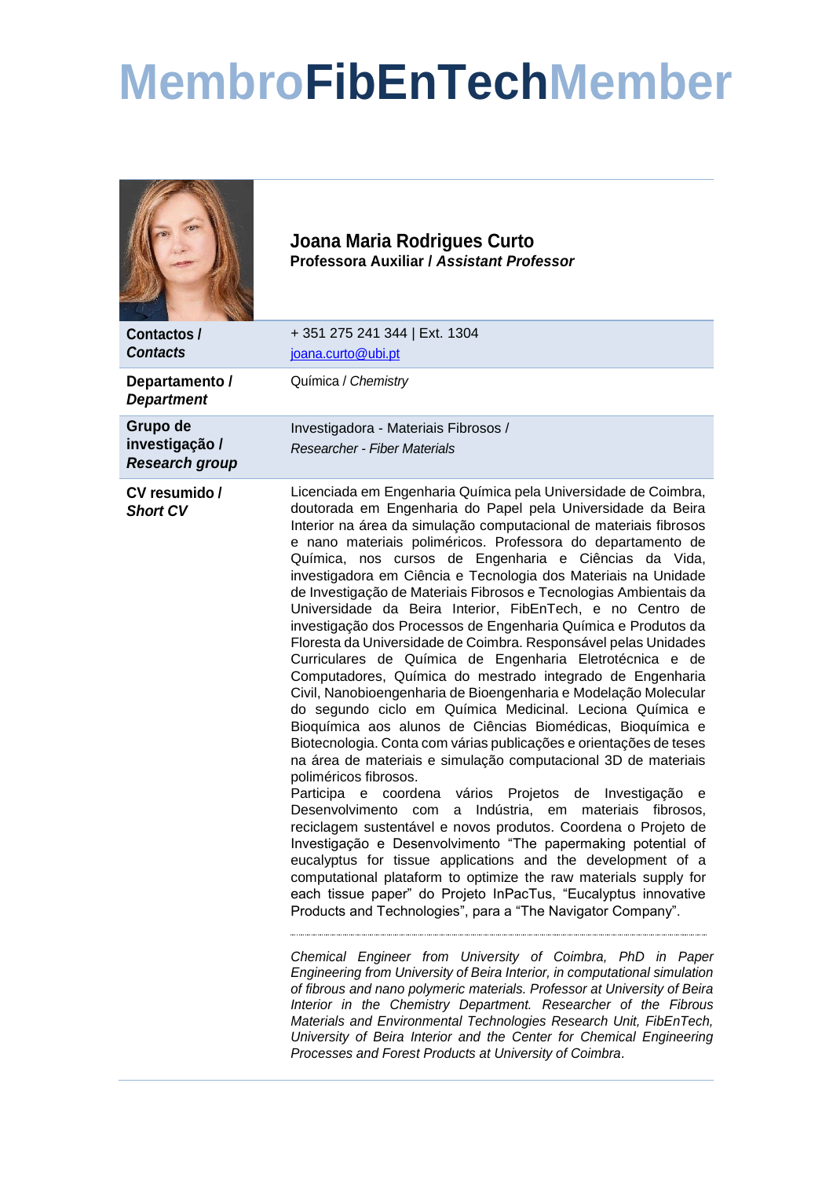# MembroFibEnTechMember

**Joana Maria Rodrigues Curto**
**Professora Auxiliar / *Assistant Professor***

| | |
|---|---|
| **Contactos / *Contacts*** | + 351 275 241 344 \| Ext. 1304<br>joana.curto@ubi.pt |
| **Departamento / *Department*** | Química / *Chemistry* |
| **Grupo de investigação / *Research group*** | Investigadora - Materiais Fibrosos /<br>*Researcher - Fiber Materials* |

**CV resumido / *Short CV***

Licenciada em Engenharia Química pela Universidade de Coimbra, doutorada em Engenharia do Papel pela Universidade da Beira Interior na área da simulação computacional de materiais fibrosos e nano materiais poliméricos. Professora do departamento de Química, nos cursos de Engenharia e Ciências da Vida, investigadora em Ciência e Tecnologia dos Materiais na Unidade de Investigação de Materiais Fibrosos e Tecnologias Ambientais da Universidade da Beira Interior, FibEnTech, e no Centro de investigação dos Processos de Engenharia Química e Produtos da Floresta da Universidade de Coimbra. Responsável pelas Unidades Curriculares de Química de Engenharia Eletrotécnica e de Computadores, Química do mestrado integrado de Engenharia Civil, Nanobioengenharia de Bioengenharia e Modelação Molecular do segundo ciclo em Química Medicinal. Leciona Química e Bioquímica aos alunos de Ciências Biomédicas, Bioquímica e Biotecnologia. Conta com várias publicações e orientações de teses na área de materiais e simulação computacional 3D de materiais poliméricos fibrosos.
Participa e coordena vários Projetos de Investigação e Desenvolvimento com a Indústria, em materiais fibrosos, reciclagem sustentável e novos produtos. Coordena o Projeto de Investigação e Desenvolvimento "The papermaking potential of eucalyptus for tissue applications and the development of a computational plataform to optimize the raw materials supply for each tissue paper" do Projeto InPacTus, "Eucalyptus innovative Products and Technologies", para a "The Navigator Company".

---

*Chemical Engineer from University of Coimbra, PhD in Paper Engineering from University of Beira Interior, in computational simulation of fibrous and nano polymeric materials. Professor at University of Beira Interior in the Chemistry Department. Researcher of the Fibrous Materials and Environmental Technologies Research Unit, FibEnTech, University of Beira Interior and the Center for Chemical Engineering Processes and Forest Products at University of Coimbra.*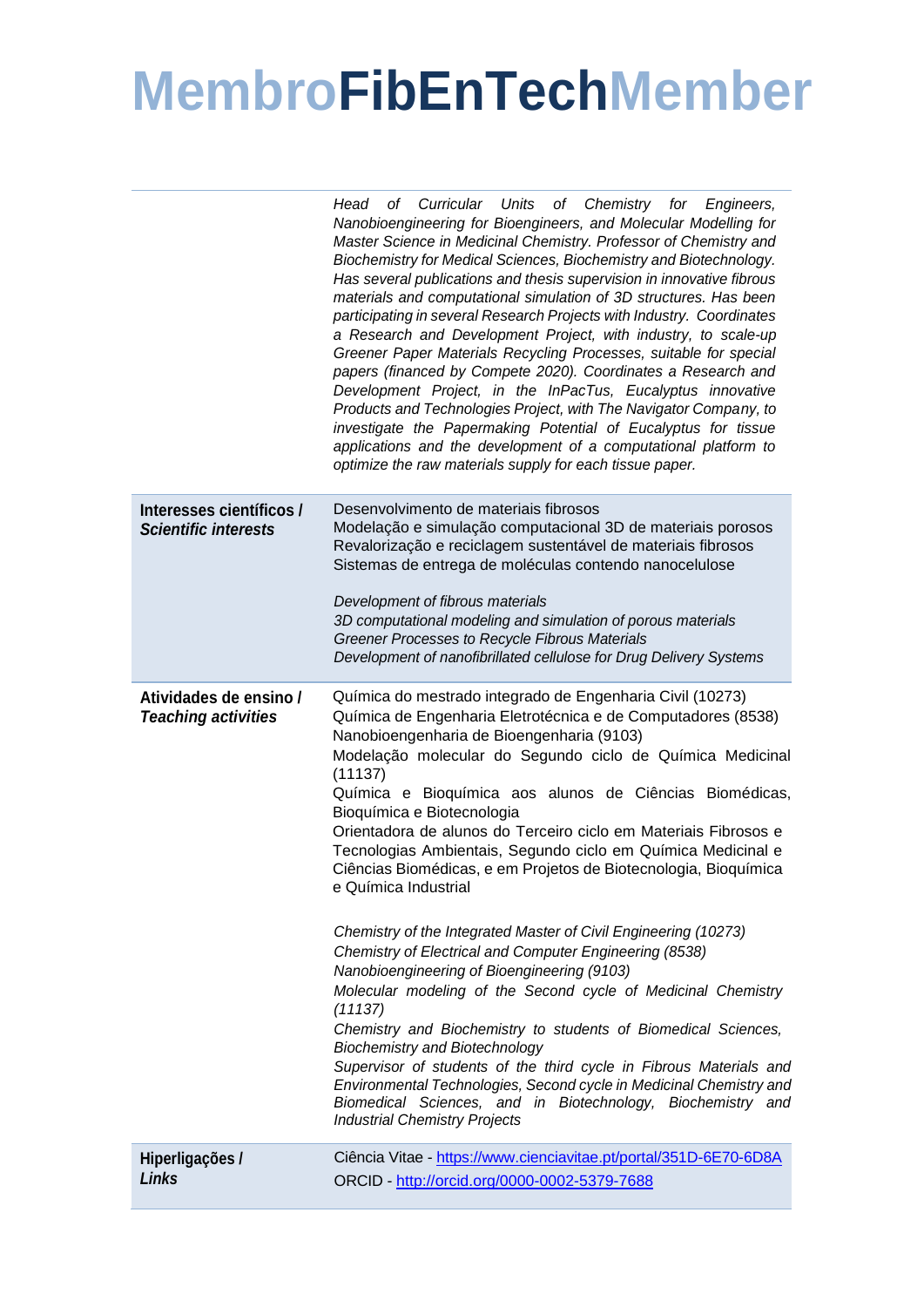# MembroFibEnTechMember

| | |
|---|---|
| | *Head of Curricular Units of Chemistry for Engineers, Nanobioengineering for Bioengineers, and Molecular Modelling for Master Science in Medicinal Chemistry. Professor of Chemistry and Biochemistry for Medical Sciences, Biochemistry and Biotechnology. Has several publications and thesis supervision in innovative fibrous materials and computational simulation of 3D structures. Has been participating in several Research Projects with Industry. Coordinates a Research and Development Project, with industry, to scale-up Greener Paper Materials Recycling Processes, suitable for special papers (financed by Compete 2020). Coordinates a Research and Development Project, in the InPacTus, Eucalyptus innovative Products and Technologies Project, with The Navigator Company, to investigate the Papermaking Potential of Eucalyptus for tissue applications and the development of a computational platform to optimize the raw materials supply for each tissue paper.* |
| **Interesses científicos /** ***Scientific interests*** | Desenvolvimento de materiais fibrosos<br>Modelação e simulação computacional 3D de materiais porosos<br>Revalorização e reciclagem sustentável de materiais fibrosos<br>Sistemas de entrega de moléculas contendo nanocelulose<br><br>*Development of fibrous materials*<br>*3D computational modeling and simulation of porous materials*<br>*Greener Processes to Recycle Fibrous Materials*<br>*Development of nanofibrillated cellulose for Drug Delivery Systems* |
| **Atividades de ensino /** ***Teaching activities*** | Química do mestrado integrado de Engenharia Civil (10273)<br>Química de Engenharia Eletrotécnica e de Computadores (8538)<br>Nanobioengenharia de Bioengenharia (9103)<br>Modelação molecular do Segundo ciclo de Química Medicinal (11137)<br>Química e Bioquímica aos alunos de Ciências Biomédicas, Bioquímica e Biotecnologia<br>Orientadora de alunos do Terceiro ciclo em Materiais Fibrosos e Tecnologias Ambientais, Segundo ciclo em Química Medicinal e Ciências Biomédicas, e em Projetos de Biotecnologia, Bioquímica e Química Industrial<br><br>*Chemistry of the Integrated Master of Civil Engineering (10273)*<br>*Chemistry of Electrical and Computer Engineering (8538)*<br>*Nanobioengineering of Bioengineering (9103)*<br>*Molecular modeling of the Second cycle of Medicinal Chemistry (11137)*<br>*Chemistry and Biochemistry to students of Biomedical Sciences, Biochemistry and Biotechnology*<br>*Supervisor of students of the third cycle in Fibrous Materials and Environmental Technologies, Second cycle in Medicinal Chemistry and Biomedical Sciences, and in Biotechnology, Biochemistry and Industrial Chemistry Projects* |
| **Hiperligações /** ***Links*** | Ciência Vitae - https://www.cienciavitae.pt/portal/351D-6E70-6D8A<br>ORCID - http://orcid.org/0000-0002-5379-7688 |